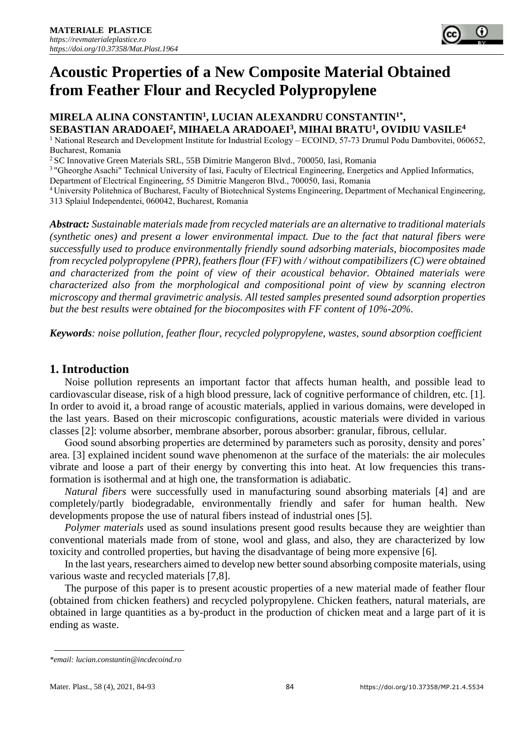# Acoustic Properties of a New Composite Material Obtained from Feather Flour and Recycled Polypropylene

**MIRELA ALINA CONSTANTIN[1], LUCIAN ALEXANDRU CONSTANTIN[1*], SEBASTIAN ARADOAEI[2], MIHAELA ARADOAEI[3], MIHAI BRATU[1], OVIDIU VASILE[4]**

[1] National Research and Development Institute for Industrial Ecology – ECOIND, 57-73 Drumul Podu Dambovitei, 060652, Bucharest, Romania

[2] SC Innovative Green Materials SRL, 55B Dimitrie Mangeron Blvd., 700050, Iasi, Romania

[3] "Gheorghe Asachi" Technical University of Iasi, Faculty of Electrical Engineering, Energetics and Applied Informatics, Department of Electrical Engineering, 55 Dimitrie Mangeron Blvd., 700050, Iasi, Romania

[4] University Politehnica of Bucharest, Faculty of Biotechnical Systems Engineering, Department of Mechanical Engineering, 313 Splaiul Independentei, 060042, Bucharest, Romania

***Abstract:*** *Sustainable materials made from recycled materials are an alternative to traditional materials (synthetic ones) and present a lower environmental impact. Due to the fact that natural fibers were successfully used to produce environmentally friendly sound adsorbing materials, biocomposites made from recycled polypropylene (PPR), feathers flour (FF) with / without compatibilizers (C) were obtained and characterized from the point of view of their acoustical behavior. Obtained materials were characterized also from the morphological and compositional point of view by scanning electron microscopy and thermal gravimetric analysis. All tested samples presented sound adsorption properties but the best results were obtained for the biocomposites with FF content of 10%-20%.*

***Keywords****: noise pollution, feather flour, recycled polypropylene, wastes, sound absorption coefficient*

## 1. Introduction

Noise pollution represents an important factor that affects human health, and possible lead to cardiovascular disease, risk of a high blood pressure, lack of cognitive performance of children, etc. [1]. In order to avoid it, a broad range of acoustic materials, applied in various domains, were developed in the last years. Based on their microscopic configurations, acoustic materials were divided in various classes [2]: volume absorber, membrane absorber, porous absorber: granular, fibrous, cellular.

Good sound absorbing properties are determined by parameters such as porosity, density and pores' area. [3] explained incident sound wave phenomenon at the surface of the materials: the air molecules vibrate and loose a part of their energy by converting this into heat. At low frequencies this transformation is isothermal and at high one, the transformation is adiabatic.

*Natural fibers* were successfully used in manufacturing sound absorbing materials [4] and are completely/partly biodegradable, environmentally friendly and safer for human health. New developments propose the use of natural fibers instead of industrial ones [5].

*Polymer materials* used as sound insulations present good results because they are weightier than conventional materials made from of stone, wool and glass, and also, they are characterized by low toxicity and controlled properties, but having the disadvantage of being more expensive [6].

In the last years, researchers aimed to develop new better sound absorbing composite materials, using various waste and recycled materials [7,8].

The purpose of this paper is to present acoustic properties of a new material made of feather flour (obtained from chicken feathers) and recycled polypropylene. Chicken feathers, natural materials, are obtained in large quantities as a by-product in the production of chicken meat and a large part of it is ending as waste.

*\*email: lucian.constantin@incdecoind.ro*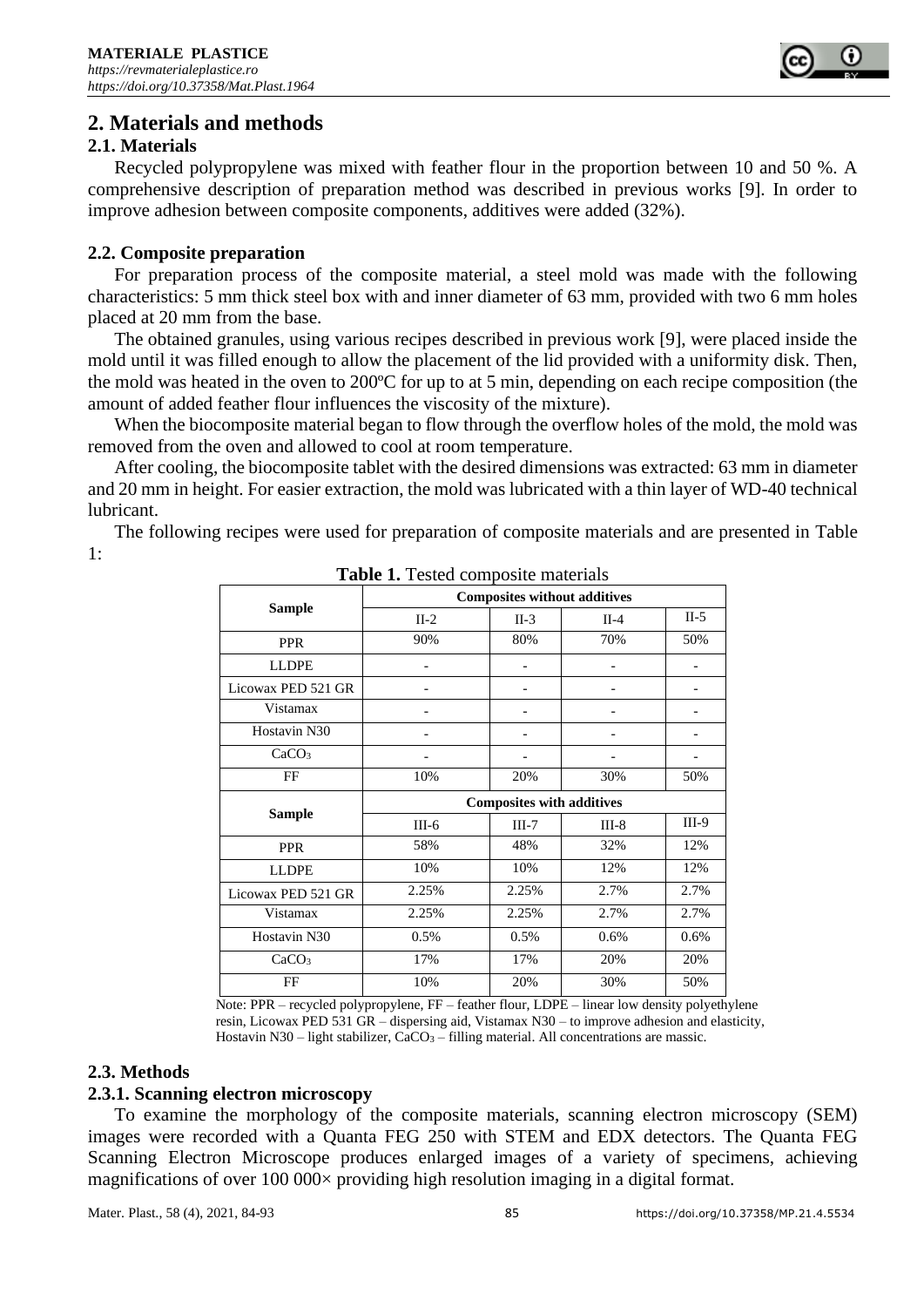## 2. Materials and methods

### 2.1. Materials

Recycled polypropylene was mixed with feather flour in the proportion between 10 and 50 %. A comprehensive description of preparation method was described in previous works [9]. In order to improve adhesion between composite components, additives were added (32%).

### 2.2. Composite preparation

For preparation process of the composite material, a steel mold was made with the following characteristics: 5 mm thick steel box with and inner diameter of 63 mm, provided with two 6 mm holes placed at 20 mm from the base.

The obtained granules, using various recipes described in previous work [9], were placed inside the mold until it was filled enough to allow the placement of the lid provided with a uniformity disk. Then, the mold was heated in the oven to 200ºC for up to at 5 min, depending on each recipe composition (the amount of added feather flour influences the viscosity of the mixture).

When the biocomposite material began to flow through the overflow holes of the mold, the mold was removed from the oven and allowed to cool at room temperature.

After cooling, the biocomposite tablet with the desired dimensions was extracted: 63 mm in diameter and 20 mm in height. For easier extraction, the mold was lubricated with a thin layer of WD-40 technical lubricant.

The following recipes were used for preparation of composite materials and are presented in Table 1:

**Table 1.** Tested composite materials

| Sample | Composites without additives | | | |
|---|---|---|---|---|
| | II-2 | II-3 | II-4 | II-5 |
| PPR | 90% | 80% | 70% | 50% |
| LLDPE | - | - | - | - |
| Licowax PED 521 GR | - | - | - | - |
| Vistamax | - | - | - | - |
| Hostavin N30 | - | - | - | - |
| $CaCO_3$ | - | - | - | - |
| FF | 10% | 20% | 30% | 50% |
| **Sample** | **Composites with additives** | | | |
| | III-6 | III-7 | III-8 | III-9 |
| PPR | 58% | 48% | 32% | 12% |
| LLDPE | 10% | 10% | 12% | 12% |
| Licowax PED 521 GR | 2.25% | 2.25% | 2.7% | 2.7% |
| Vistamax | 2.25% | 2.25% | 2.7% | 2.7% |
| Hostavin N30 | 0.5% | 0.5% | 0.6% | 0.6% |
| $CaCO_3$ | 17% | 17% | 20% | 20% |
| FF | 10% | 20% | 30% | 50% |

Note: PPR – recycled polypropylene, FF – feather flour, LDPE – linear low density polyethylene resin, Licowax PED 531 GR – dispersing aid, Vistamax N30 – to improve adhesion and elasticity, Hostavin N30 – light stabilizer, $CaCO_3$ – filling material. All concentrations are massic.

### 2.3. Methods

#### 2.3.1. Scanning electron microscopy

To examine the morphology of the composite materials, scanning electron microscopy (SEM) images were recorded with a Quanta FEG 250 with STEM and EDX detectors. The Quanta FEG Scanning Electron Microscope produces enlarged images of a variety of specimens, achieving magnifications of over 100 000× providing high resolution imaging in a digital format.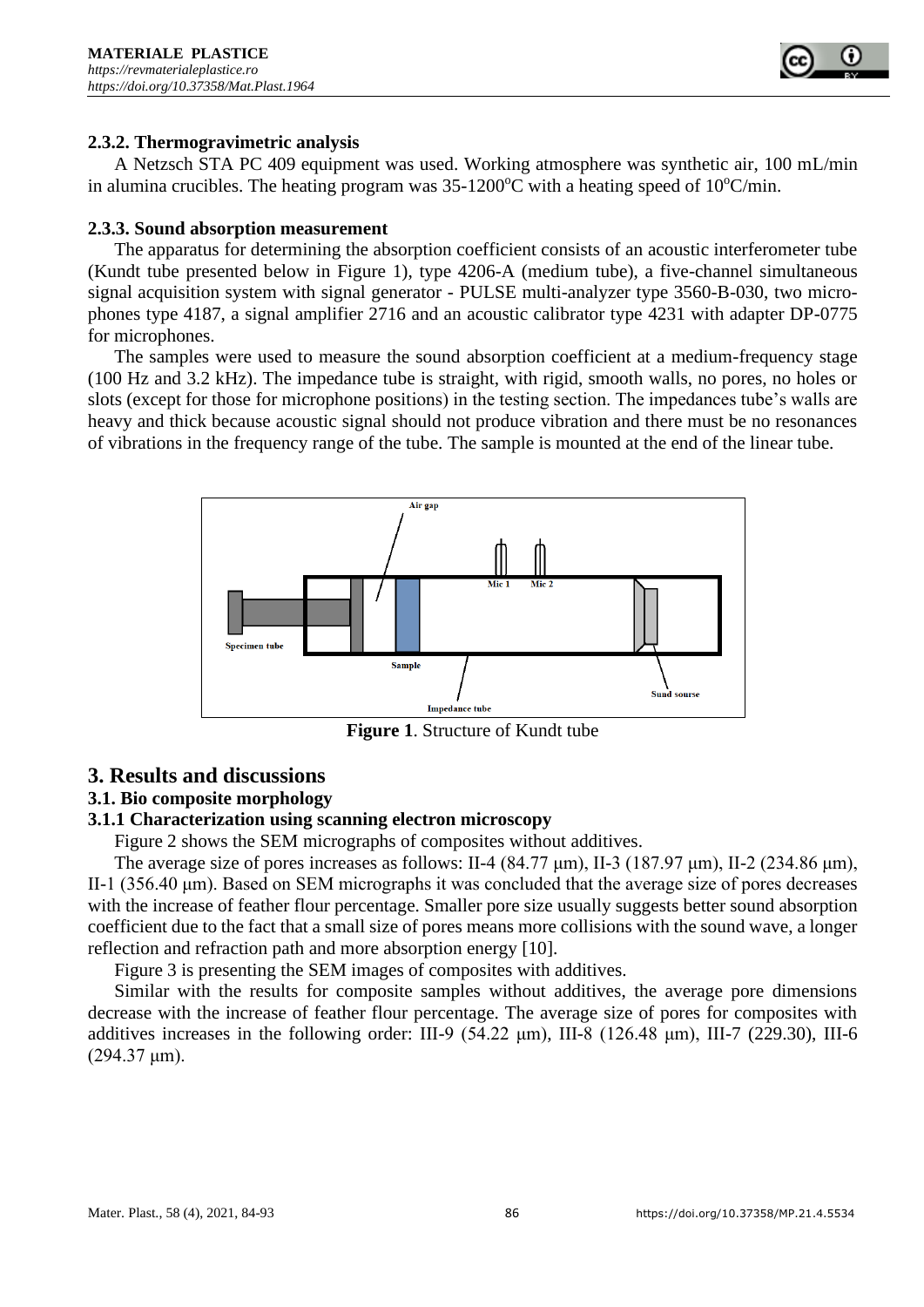### 2.3.2. Thermogravimetric analysis

A Netzsch STA PC 409 equipment was used. Working atmosphere was synthetic air, 100 mL/min in alumina crucibles. The heating program was 35-1200°C with a heating speed of 10°C/min.

### 2.3.3. Sound absorption measurement

The apparatus for determining the absorption coefficient consists of an acoustic interferometer tube (Kundt tube presented below in Figure 1), type 4206-A (medium tube), a five-channel simultaneous signal acquisition system with signal generator - PULSE multi-analyzer type 3560-B-030, two microphones type 4187, a signal amplifier 2716 and an acoustic calibrator type 4231 with adapter DP-0775 for microphones.

The samples were used to measure the sound absorption coefficient at a medium-frequency stage (100 Hz and 3.2 kHz). The impedance tube is straight, with rigid, smooth walls, no pores, no holes or slots (except for those for microphone positions) in the testing section. The impedances tube's walls are heavy and thick because acoustic signal should not produce vibration and there must be no resonances of vibrations in the frequency range of the tube. The sample is mounted at the end of the linear tube.

**Figure 1**. Structure of Kundt tube

# 3. Results and discussions

## 3.1. Bio composite morphology

### 3.1.1 Characterization using scanning electron microscopy

Figure 2 shows the SEM micrographs of composites without additives.

The average size of pores increases as follows: II-4 (84.77 μm), II-3 (187.97 μm), II-2 (234.86 μm), II-1 (356.40 μm). Based on SEM micrographs it was concluded that the average size of pores decreases with the increase of feather flour percentage. Smaller pore size usually suggests better sound absorption coefficient due to the fact that a small size of pores means more collisions with the sound wave, a longer reflection and refraction path and more absorption energy [10].

Figure 3 is presenting the SEM images of composites with additives.

Similar with the results for composite samples without additives, the average pore dimensions decrease with the increase of feather flour percentage. The average size of pores for composites with additives increases in the following order: III-9 (54.22 μm), III-8 (126.48 μm), III-7 (229.30), III-6 (294.37 μm).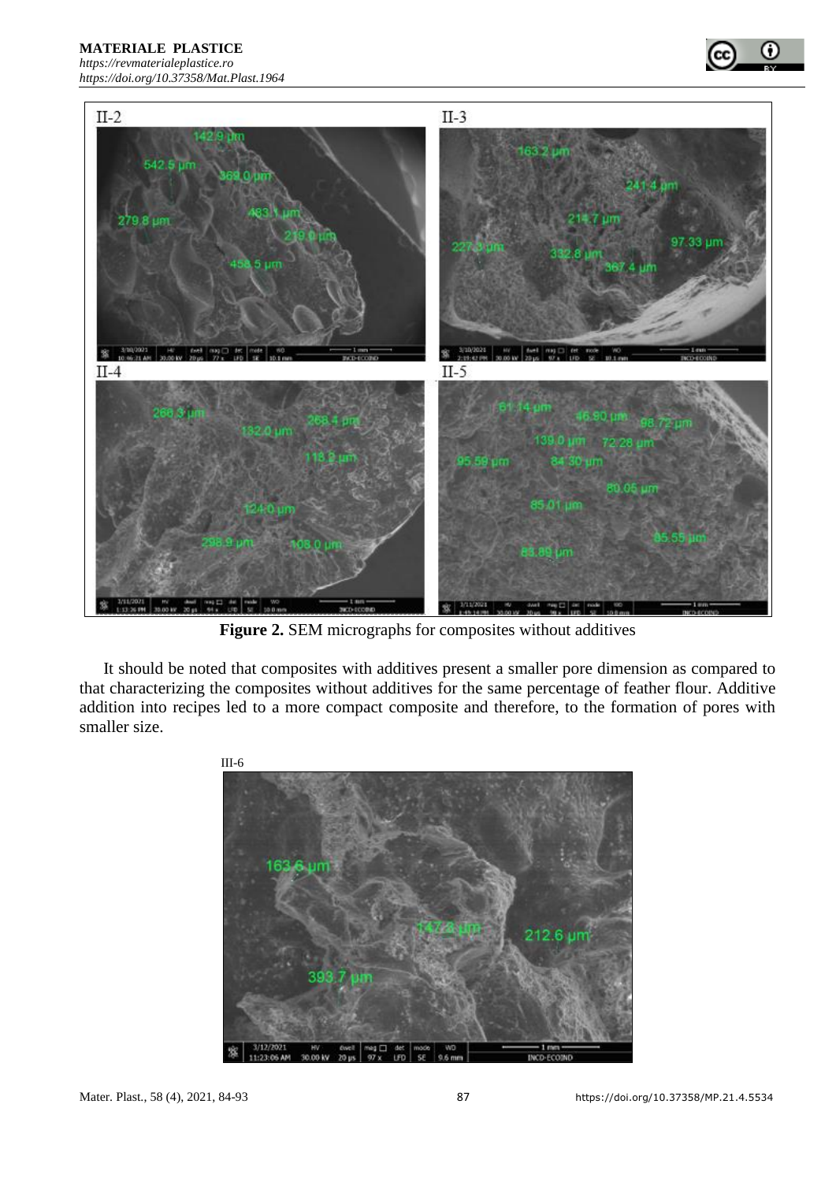**Figure 2.** SEM micrographs for composites without additives

It should be noted that composites with additives present a smaller pore dimension as compared to that characterizing the composites without additives for the same percentage of feather flour. Additive addition into recipes led to a more compact composite and therefore, to the formation of pores with smaller size.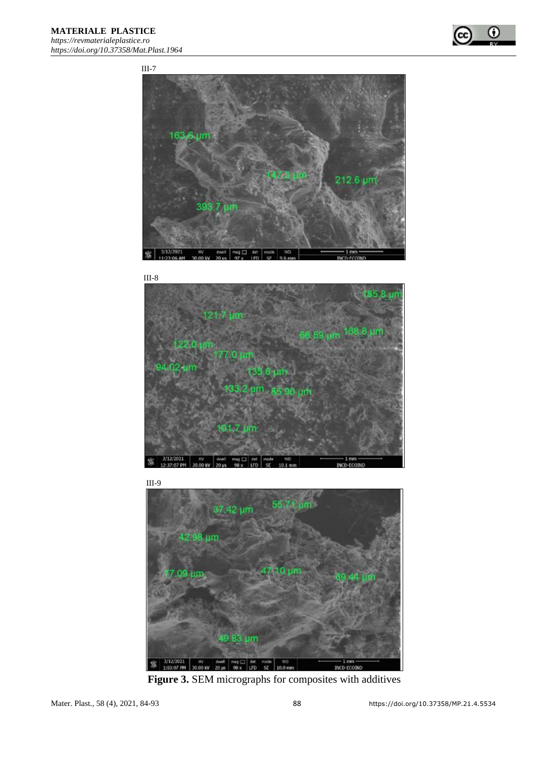III-7

III-8

III-9

**Figure 3.** SEM micrographs for composites with additives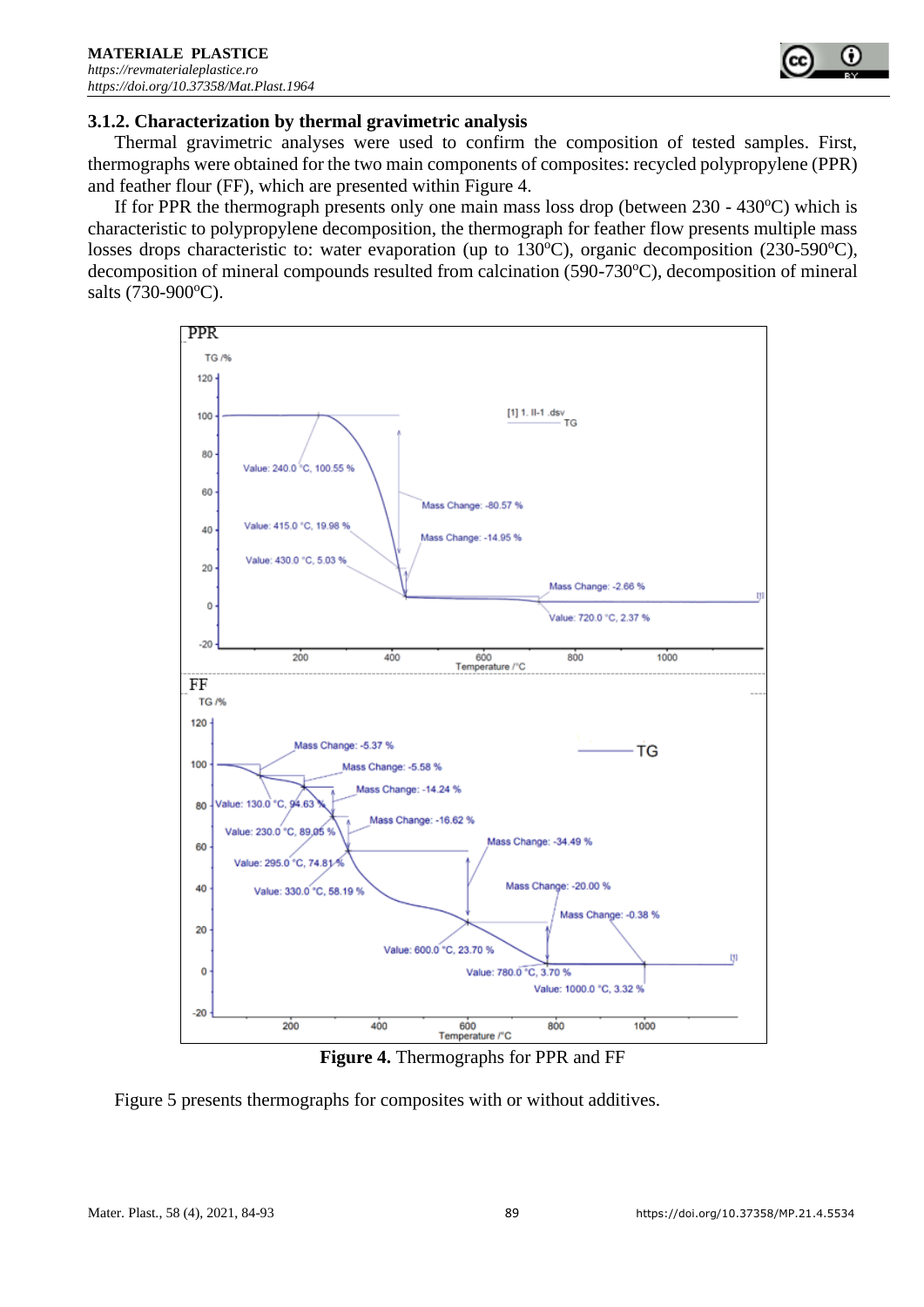### 3.1.2. Characterization by thermal gravimetric analysis

Thermal gravimetric analyses were used to confirm the composition of tested samples. First, thermographs were obtained for the two main components of composites: recycled polypropylene (PPR) and feather flour (FF), which are presented within Figure 4.

If for PPR the thermograph presents only one main mass loss drop (between 230 - 430°C) which is characteristic to polypropylene decomposition, the thermograph for feather flow presents multiple mass losses drops characteristic to: water evaporation (up to 130°C), organic decomposition (230-590°C), decomposition of mineral compounds resulted from calcination (590-730°C), decomposition of mineral salts (730-900°C).

**Figure 4.** Thermographs for PPR and FF

Figure 5 presents thermographs for composites with or without additives.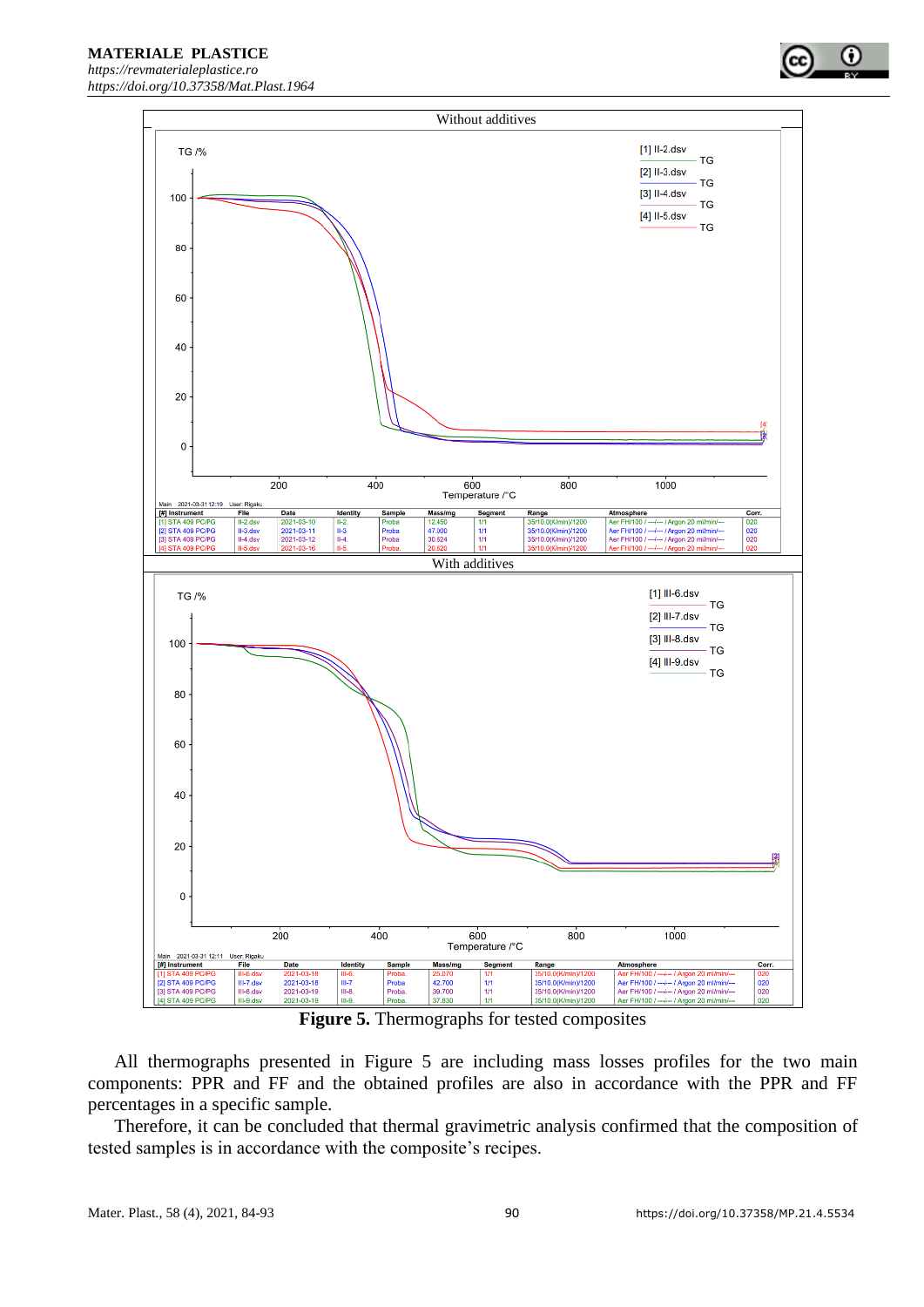**Figure 5.** Thermographs for tested composites

All thermographs presented in Figure 5 are including mass losses profiles for the two main components: PPR and FF and the obtained profiles are also in accordance with the PPR and FF percentages in a specific sample.

Therefore, it can be concluded that thermal gravimetric analysis confirmed that the composition of tested samples is in accordance with the composite's recipes.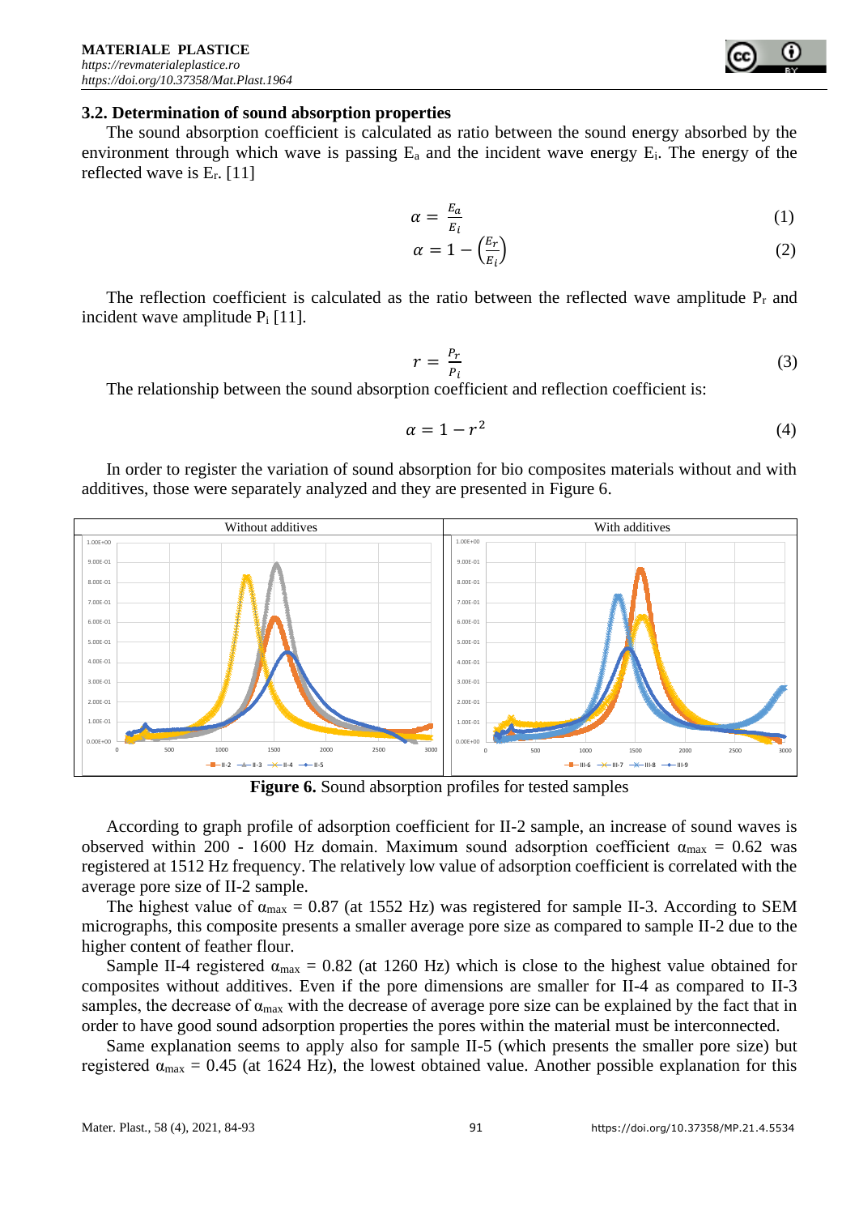### 3.2. Determination of sound absorption properties

The sound absorption coefficient is calculated as ratio between the sound energy absorbed by the environment through which wave is passing $E_a$ and the incident wave energy $E_i$. The energy of the reflected wave is $E_r$. [11]

$$\alpha = \frac{E_a}{E_i} \tag{1}$$

$$\alpha = 1 - \left(\frac{E_r}{E_i}\right) \tag{2}$$

The reflection coefficient is calculated as the ratio between the reflected wave amplitude $P_r$ and incident wave amplitude $P_i$ [11].

$$r = \frac{P_r}{P_i} \tag{3}$$

The relationship between the sound absorption coefficient and reflection coefficient is:

$$\alpha = 1 - r^2 \tag{4}$$

In order to register the variation of sound absorption for bio composites materials without and with additives, those were separately analyzed and they are presented in Figure 6.

**Figure 6.** Sound absorption profiles for tested samples

According to graph profile of adsorption coefficient for II-2 sample, an increase of sound waves is observed within 200 - 1600 Hz domain. Maximum sound adsorption coefficient $\alpha_{max}$ = 0.62 was registered at 1512 Hz frequency. The relatively low value of adsorption coefficient is correlated with the average pore size of II-2 sample.

The highest value of $\alpha_{max}$ = 0.87 (at 1552 Hz) was registered for sample II-3. According to SEM micrographs, this composite presents a smaller average pore size as compared to sample II-2 due to the higher content of feather flour.

Sample II-4 registered $\alpha_{max}$ = 0.82 (at 1260 Hz) which is close to the highest value obtained for composites without additives. Even if the pore dimensions are smaller for II-4 as compared to II-3 samples, the decrease of $\alpha_{max}$ with the decrease of average pore size can be explained by the fact that in order to have good sound adsorption properties the pores within the material must be interconnected.

Same explanation seems to apply also for sample II-5 (which presents the smaller pore size) but registered $\alpha_{max}$ = 0.45 (at 1624 Hz), the lowest obtained value. Another possible explanation for this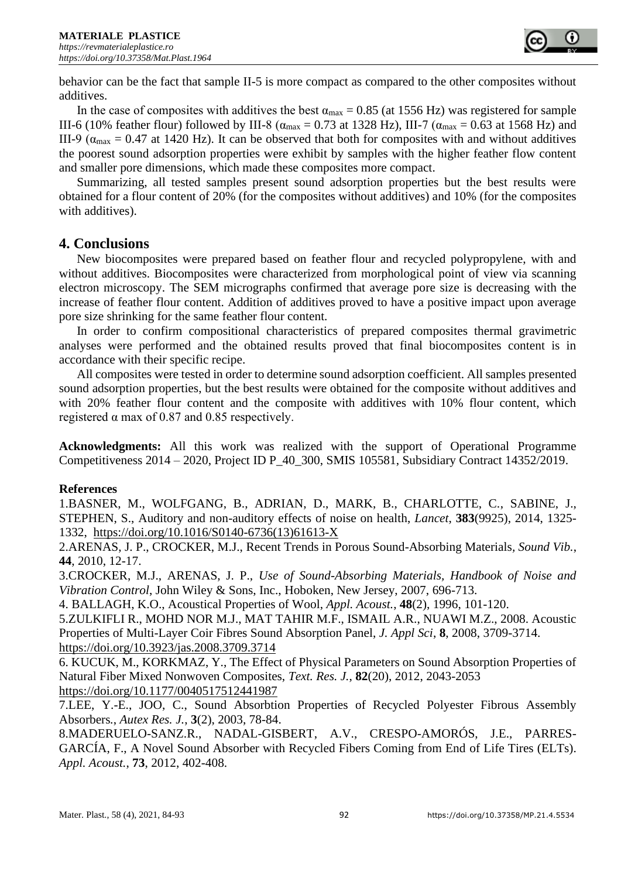behavior can be the fact that sample II-5 is more compact as compared to the other composites without additives.

In the case of composites with additives the best $\alpha_{max}$ = 0.85 (at 1556 Hz) was registered for sample III-6 (10% feather flour) followed by III-8 ($\alpha_{max}$ = 0.73 at 1328 Hz), III-7 ($\alpha_{max}$ = 0.63 at 1568 Hz) and III-9 ($\alpha_{max}$ = 0.47 at 1420 Hz). It can be observed that both for composites with and without additives the poorest sound adsorption properties were exhibit by samples with the higher feather flow content and smaller pore dimensions, which made these composites more compact.

Summarizing, all tested samples present sound adsorption properties but the best results were obtained for a flour content of 20% (for the composites without additives) and 10% (for the composites with additives).

## 4. Conclusions

New biocomposites were prepared based on feather flour and recycled polypropylene, with and without additives. Biocomposites were characterized from morphological point of view via scanning electron microscopy. The SEM micrographs confirmed that average pore size is decreasing with the increase of feather flour content. Addition of additives proved to have a positive impact upon average pore size shrinking for the same feather flour content.

In order to confirm compositional characteristics of prepared composites thermal gravimetric analyses were performed and the obtained results proved that final biocomposites content is in accordance with their specific recipe.

All composites were tested in order to determine sound adsorption coefficient. All samples presented sound adsorption properties, but the best results were obtained for the composite without additives and with 20% feather flour content and the composite with additives with 10% flour content, which registered α max of 0.87 and 0.85 respectively.

**Acknowledgments:** All this work was realized with the support of Operational Programme Competitiveness 2014 – 2020, Project ID P_40_300, SMIS 105581, Subsidiary Contract 14352/2019.

**References**

1.BASNER, M., WOLFGANG, B., ADRIAN, D., MARK, B., CHARLOTTE, C., SABINE, J., STEPHEN, S., Auditory and non-auditory effects of noise on health, *Lancet*, **383**(9925), 2014, 1325-1332, https://doi.org/10.1016/S0140-6736(13)61613-X

2.ARENAS, J. P., CROCKER, M.J., Recent Trends in Porous Sound-Absorbing Materials, *Sound Vib.*, **44**, 2010, 12-17.

3.CROCKER, M.J., ARENAS, J. P., *Use of Sound-Absorbing Materials, Handbook of Noise and Vibration Control*, John Wiley & Sons, Inc., Hoboken, New Jersey, 2007, 696-713.

4. BALLAGH, K.O., Acoustical Properties of Wool, *Appl. Acoust.*, **48**(2), 1996, 101-120.

5.ZULKIFLI R., MOHD NOR M.J., MAT TAHIR M.F., ISMAIL A.R., NUAWI M.Z., 2008. Acoustic Properties of Multi-Layer Coir Fibres Sound Absorption Panel, *J. Appl Sci*, **8**, 2008, 3709-3714. https://doi.org/10.3923/jas.2008.3709.3714

6. KUCUK, M., KORKMAZ, Y., The Effect of Physical Parameters on Sound Absorption Properties of Natural Fiber Mixed Nonwoven Composites, *Text. Res. J.*, **82**(20), 2012, 2043-2053 https://doi.org/10.1177/0040517512441987

7.LEE, Y.-E., JOO, C., Sound Absorbtion Properties of Recycled Polyester Fibrous Assembly Absorbers., *Autex Res. J.*, **3**(2), 2003, 78-84.

8.MADERUELO-SANZ.R., NADAL-GISBERT, A.V., CRESPO-AMORÓS, J.E., PARRES-GARCÍA, F., A Novel Sound Absorber with Recycled Fibers Coming from End of Life Tires (ELTs). *Appl. Acoust.*, **73**, 2012, 402-408.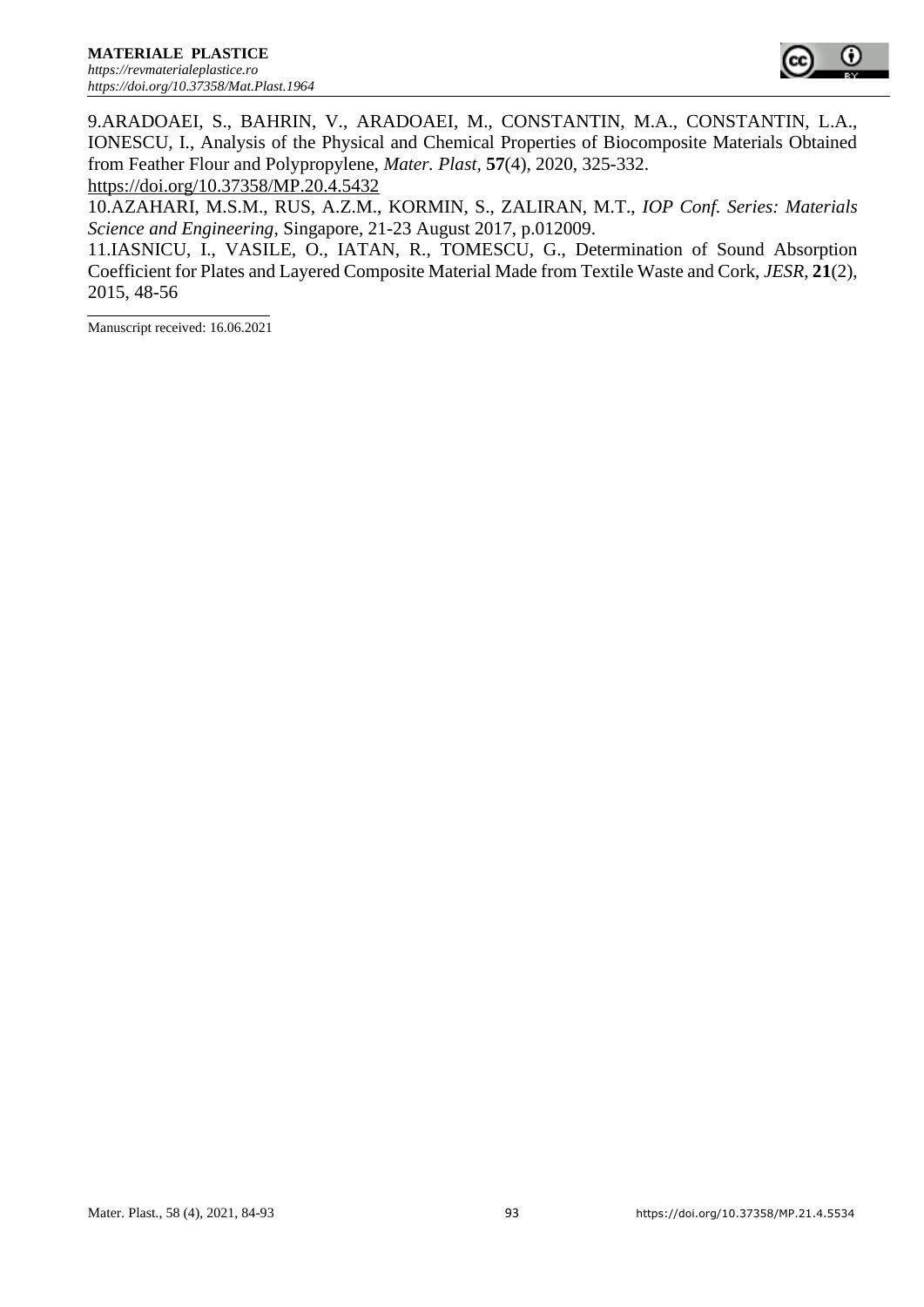9.ARADOAEI, S., BAHRIN, V., ARADOAEI, M., CONSTANTIN, M.A., CONSTANTIN, L.A., IONESCU, I., Analysis of the Physical and Chemical Properties of Biocomposite Materials Obtained from Feather Flour and Polypropylene, *Mater. Plast*, **57**(4), 2020, 325-332. https://doi.org/10.37358/MP.20.4.5432

10.AZAHARI, M.S.M., RUS, A.Z.M., KORMIN, S., ZALIRAN, M.T., *IOP Conf. Series: Materials Science and Engineering*, Singapore, 21-23 August 2017, p.012009.

11.IASNICU, I., VASILE, O., IATAN, R., TOMESCU, G., Determination of Sound Absorption Coefficient for Plates and Layered Composite Material Made from Textile Waste and Cork, *JESR*, **21**(2), 2015, 48-56

Manuscript received: 16.06.2021